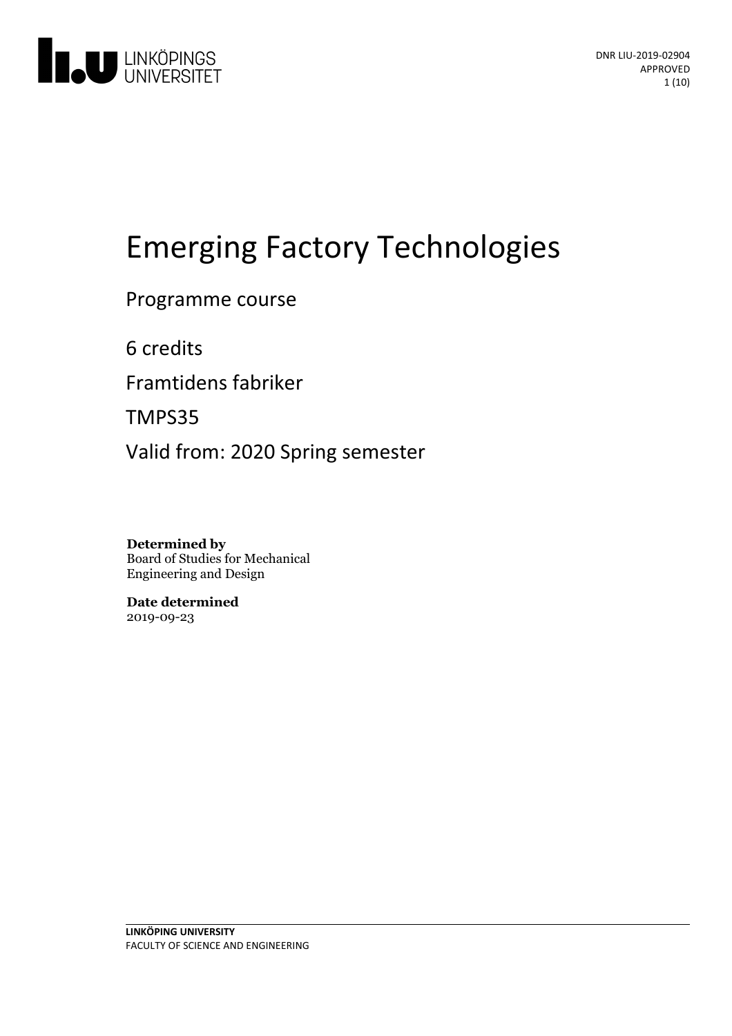DNR LIU-2019-02904
APPROVED

# Emerging Factory Technologies

Programme course

6 credits

Framtidens fabriker

TMPS35

Valid from: 2020 Spring semester

**Determined by**
Board of Studies for Mechanical Engineering and Design

**Date determined**
2019-09-23

**LINKÖPING UNIVERSITY**
FACULTY OF SCIENCE AND ENGINEERING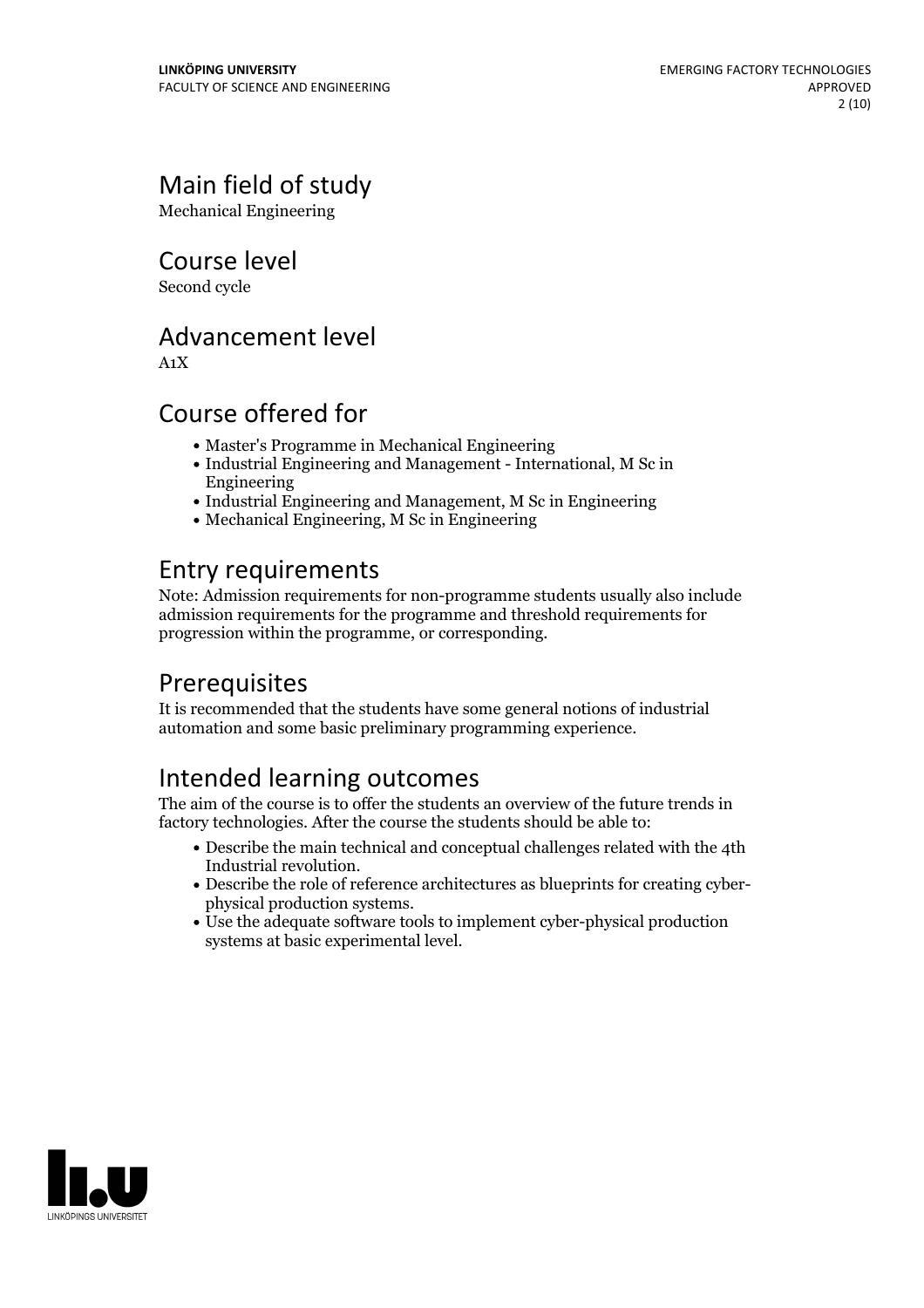## Main field of study

Mechanical Engineering

## Course level

Second cycle

## Advancement level

A1X

## Course offered for

- Master's Programme in Mechanical Engineering
- Industrial Engineering and Management - International, M Sc in Engineering
- Industrial Engineering and Management, M Sc in Engineering
- Mechanical Engineering, M Sc in Engineering

## Entry requirements

Note: Admission requirements for non-programme students usually also include admission requirements for the programme and threshold requirements for progression within the programme, or corresponding.

## Prerequisites

It is recommended that the students have some general notions of industrial automation and some basic preliminary programming experience.

## Intended learning outcomes

The aim of the course is to offer the students an overview of the future trends in factory technologies. After the course the students should be able to:

- Describe the main technical and conceptual challenges related with the 4th Industrial revolution.
- Describe the role of reference architectures as blueprints for creating cyber-physical production systems.
- Use the adequate software tools to implement cyber-physical production systems at basic experimental level.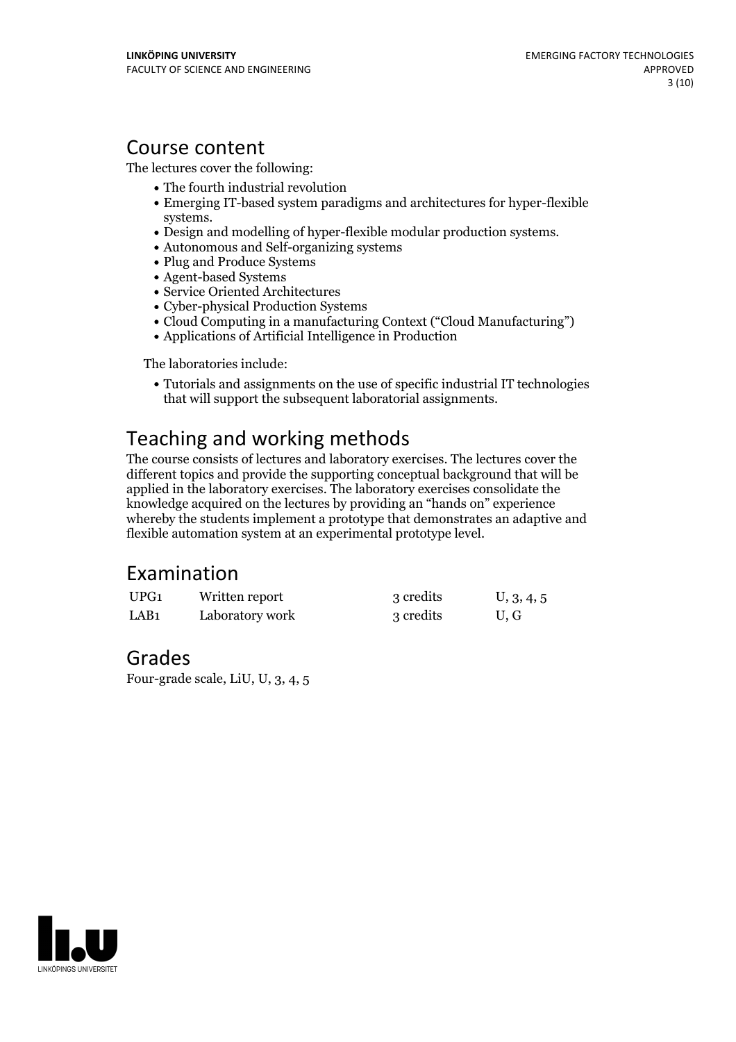## Course content

The lectures cover the following:

- The fourth industrial revolution
- Emerging IT-based system paradigms and architectures for hyper-flexible systems.
- Design and modelling of hyper-flexible modular production systems.
- Autonomous and Self-organizing systems
- Plug and Produce Systems
- Agent-based Systems
- Service Oriented Architectures
- Cyber-physical Production Systems
- Cloud Computing in a manufacturing Context ("Cloud Manufacturing")
- Applications of Artificial Intelligence in Production

The laboratories include:

- Tutorials and assignments on the use of specific industrial IT technologies that will support the subsequent laboratorial assignments.

## Teaching and working methods

The course consists of lectures and laboratory exercises. The lectures cover the different topics and provide the supporting conceptual background that will be applied in the laboratory exercises. The laboratory exercises consolidate the knowledge acquired on the lectures by providing an "hands on" experience whereby the students implement a prototype that demonstrates an adaptive and flexible automation system at an experimental prototype level.

## Examination

| | | | |
|---|---|---|---|
| UPG1 | Written report | 3 credits | U, 3, 4, 5 |
| LAB1 | Laboratory work | 3 credits | U, G |

## Grades

Four-grade scale, LiU, U, 3, 4, 5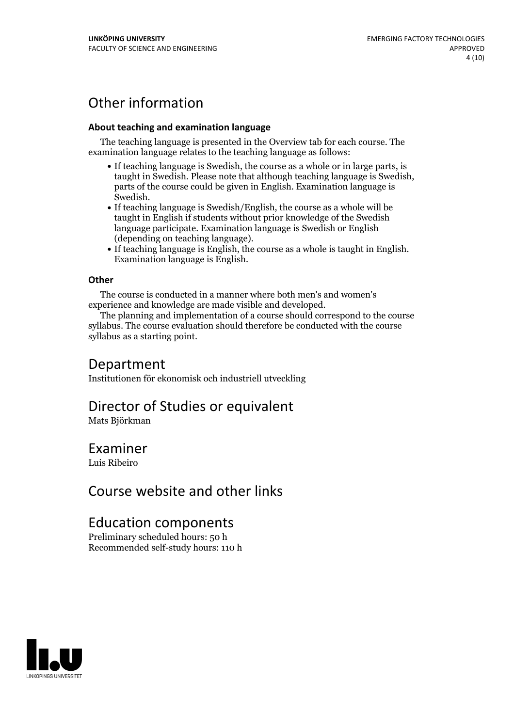# Other information

### About teaching and examination language

The teaching language is presented in the Overview tab for each course. The examination language relates to the teaching language as follows:

- If teaching language is Swedish, the course as a whole or in large parts, is taught in Swedish. Please note that although teaching language is Swedish, parts of the course could be given in English. Examination language is Swedish.
- If teaching language is Swedish/English, the course as a whole will be taught in English if students without prior knowledge of the Swedish language participate. Examination language is Swedish or English (depending on teaching language).
- If teaching language is English, the course as a whole is taught in English. Examination language is English.

### Other

The course is conducted in a manner where both men's and women's experience and knowledge are made visible and developed.

The planning and implementation of a course should correspond to the course syllabus. The course evaluation should therefore be conducted with the course syllabus as a starting point.

# Department

Institutionen för ekonomisk och industriell utveckling

# Director of Studies or equivalent

Mats Björkman

# Examiner

Luis Ribeiro

# Course website and other links

# Education components

Preliminary scheduled hours: 50 h
Recommended self-study hours: 110 h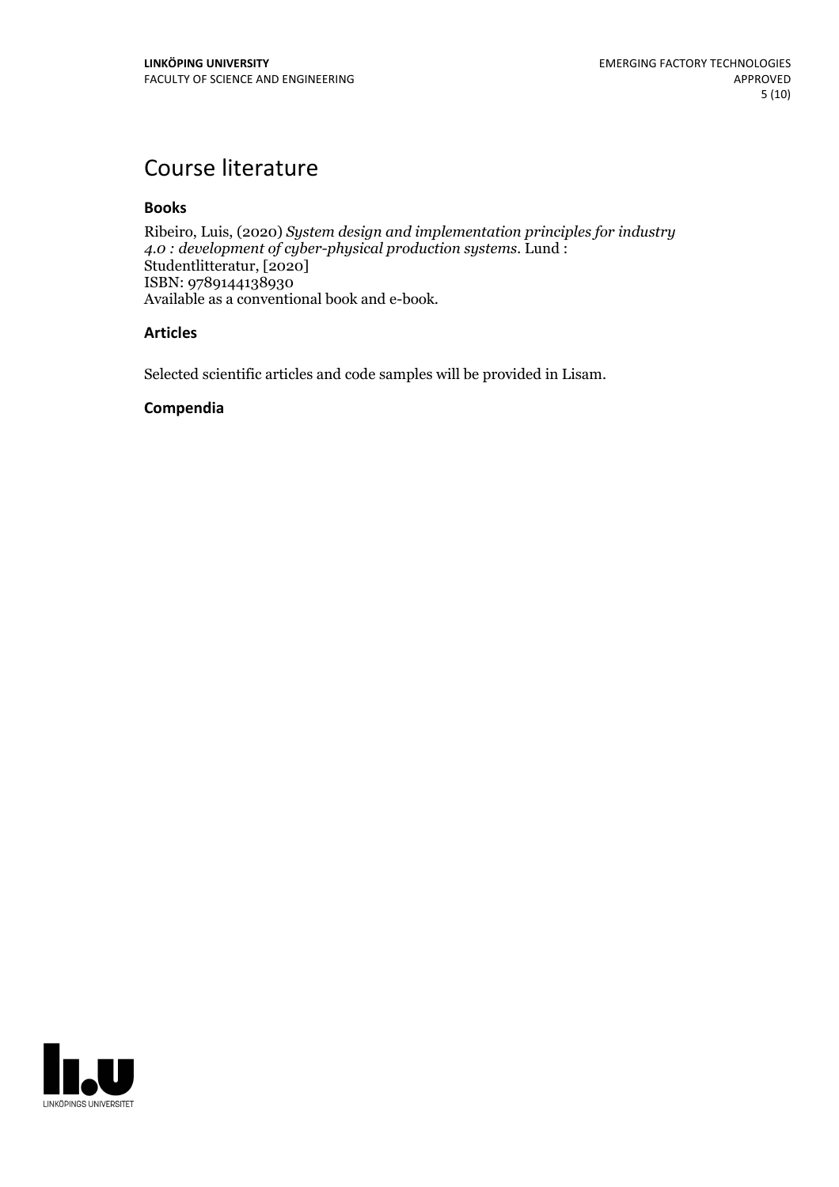# Course literature

### Books

Ribeiro, Luis, (2020) *System design and implementation principles for industry 4.0 : development of cyber-physical production systems.* Lund : Studentlitteratur, [2020]
ISBN: 9789144138930
Available as a conventional book and e-book.

### Articles

Selected scientific articles and code samples will be provided in Lisam.

### Compendia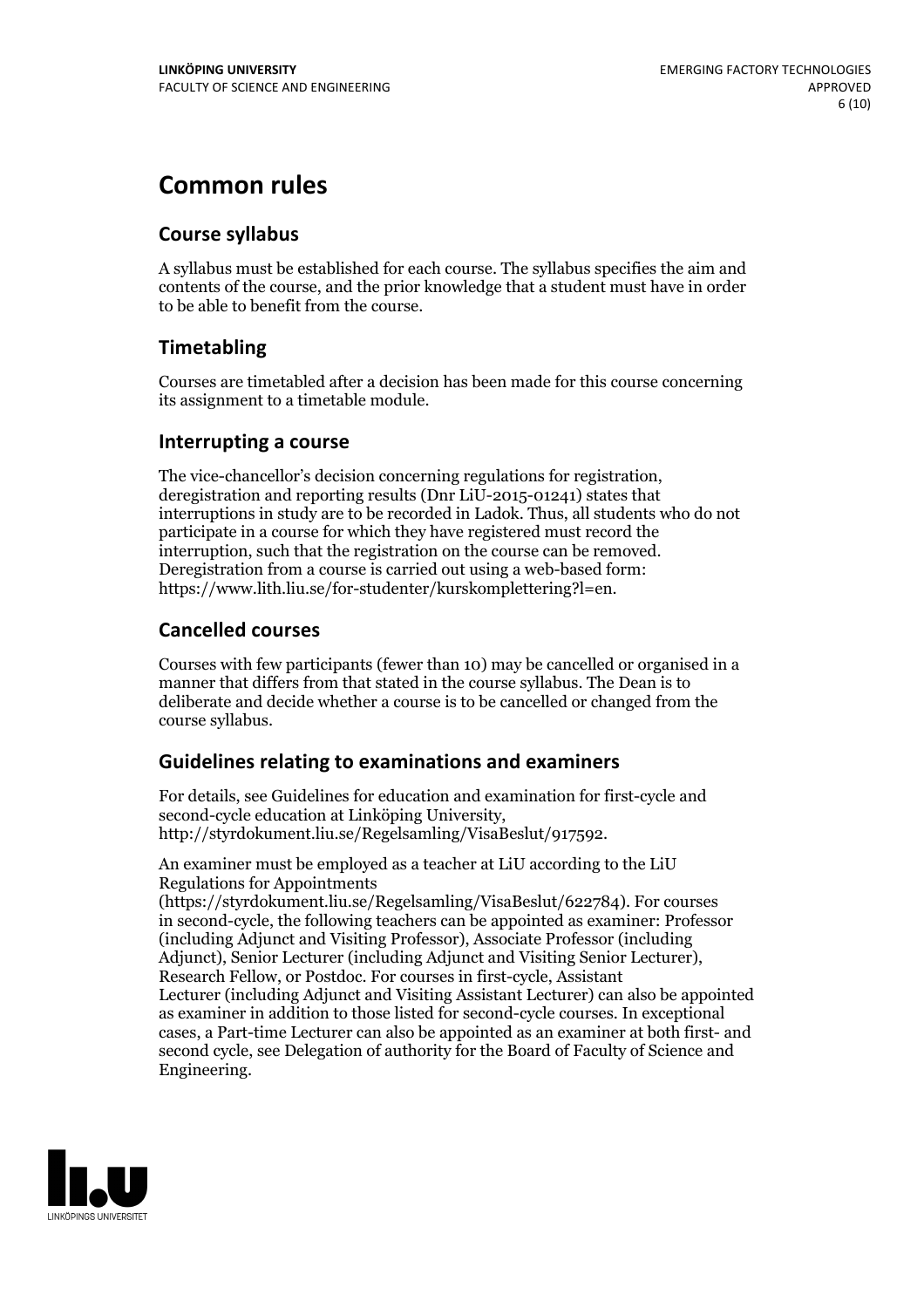# Common rules

## Course syllabus

A syllabus must be established for each course. The syllabus specifies the aim and contents of the course, and the prior knowledge that a student must have in order to be able to benefit from the course.

## Timetabling

Courses are timetabled after a decision has been made for this course concerning its assignment to a timetable module.

## Interrupting a course

The vice-chancellor's decision concerning regulations for registration, deregistration and reporting results (Dnr LiU-2015-01241) states that interruptions in study are to be recorded in Ladok. Thus, all students who do not participate in a course for which they have registered must record the interruption, such that the registration on the course can be removed. Deregistration from a course is carried out using a web-based form: https://www.lith.liu.se/for-studenter/kurskomplettering?l=en.

## Cancelled courses

Courses with few participants (fewer than 10) may be cancelled or organised in a manner that differs from that stated in the course syllabus. The Dean is to deliberate and decide whether a course is to be cancelled or changed from the course syllabus.

## Guidelines relating to examinations and examiners

For details, see Guidelines for education and examination for first-cycle and second-cycle education at Linköping University, http://styrdokument.liu.se/Regelsamling/VisaBeslut/917592.

An examiner must be employed as a teacher at LiU according to the LiU Regulations for Appointments (https://styrdokument.liu.se/Regelsamling/VisaBeslut/622784). For courses in second-cycle, the following teachers can be appointed as examiner: Professor (including Adjunct and Visiting Professor), Associate Professor (including Adjunct), Senior Lecturer (including Adjunct and Visiting Senior Lecturer), Research Fellow, or Postdoc. For courses in first-cycle, Assistant Lecturer (including Adjunct and Visiting Assistant Lecturer) can also be appointed as examiner in addition to those listed for second-cycle courses. In exceptional cases, a Part-time Lecturer can also be appointed as an examiner at both first- and second cycle, see Delegation of authority for the Board of Faculty of Science and Engineering.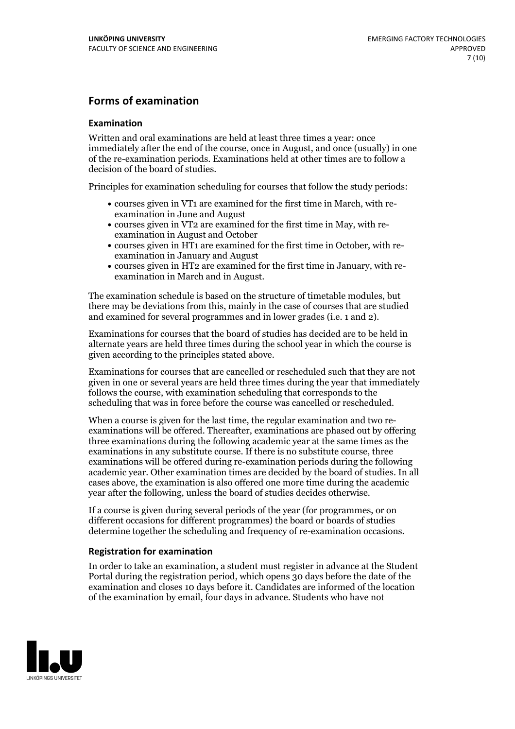## Forms of examination

### Examination

Written and oral examinations are held at least three times a year: once immediately after the end of the course, once in August, and once (usually) in one of the re-examination periods. Examinations held at other times are to follow a decision of the board of studies.

Principles for examination scheduling for courses that follow the study periods:

- courses given in VT1 are examined for the first time in March, with re-examination in June and August
- courses given in VT2 are examined for the first time in May, with re-examination in August and October
- courses given in HT1 are examined for the first time in October, with re-examination in January and August
- courses given in HT2 are examined for the first time in January, with re-examination in March and in August.

The examination schedule is based on the structure of timetable modules, but there may be deviations from this, mainly in the case of courses that are studied and examined for several programmes and in lower grades (i.e. 1 and 2).

Examinations for courses that the board of studies has decided are to be held in alternate years are held three times during the school year in which the course is given according to the principles stated above.

Examinations for courses that are cancelled or rescheduled such that they are not given in one or several years are held three times during the year that immediately follows the course, with examination scheduling that corresponds to the scheduling that was in force before the course was cancelled or rescheduled.

When a course is given for the last time, the regular examination and two re-examinations will be offered. Thereafter, examinations are phased out by offering three examinations during the following academic year at the same times as the examinations in any substitute course. If there is no substitute course, three examinations will be offered during re-examination periods during the following academic year. Other examination times are decided by the board of studies. In all cases above, the examination is also offered one more time during the academic year after the following, unless the board of studies decides otherwise.

If a course is given during several periods of the year (for programmes, or on different occasions for different programmes) the board or boards of studies determine together the scheduling and frequency of re-examination occasions.

### Registration for examination

In order to take an examination, a student must register in advance at the Student Portal during the registration period, which opens 30 days before the date of the examination and closes 10 days before it. Candidates are informed of the location of the examination by email, four days in advance. Students who have not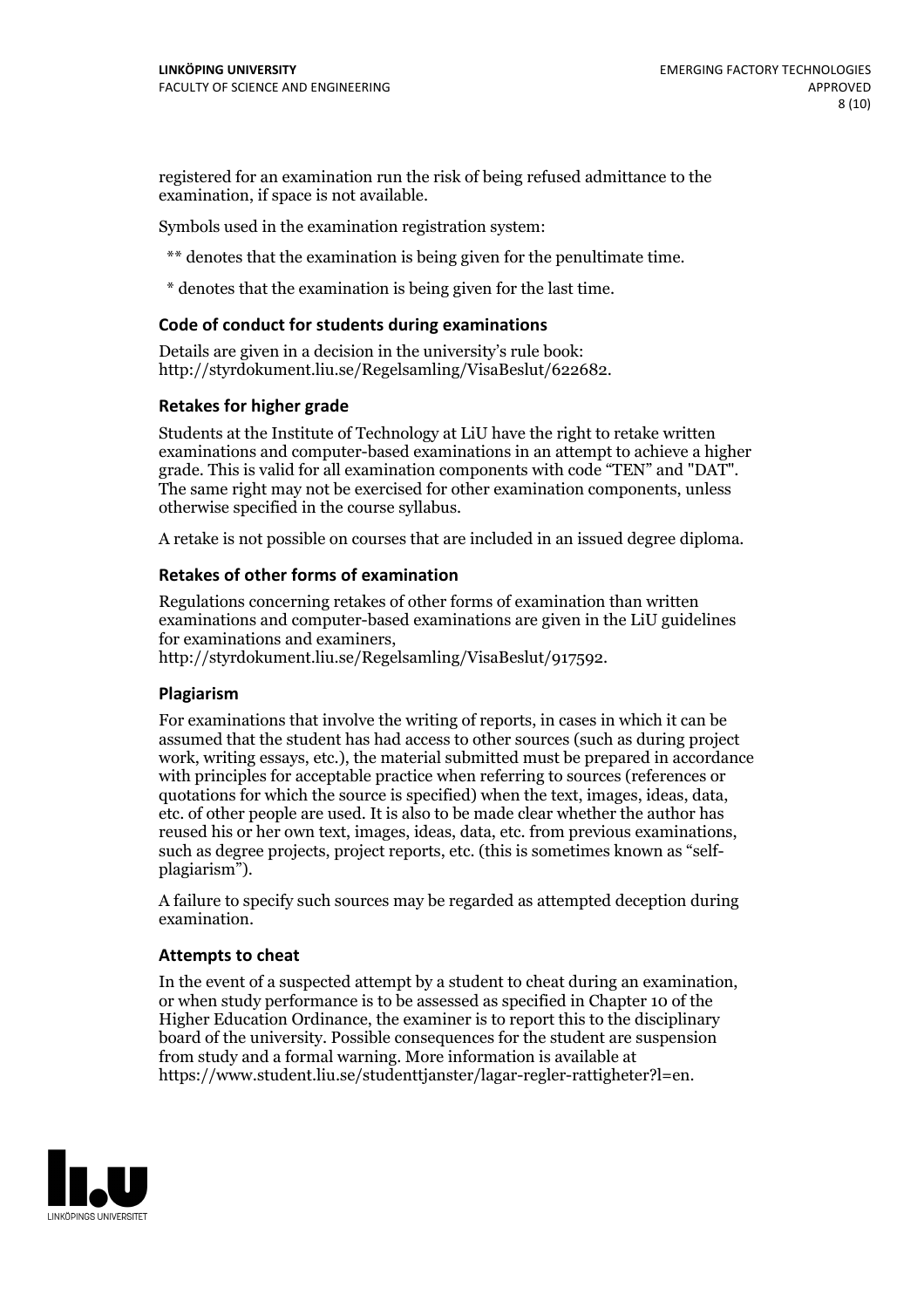registered for an examination run the risk of being refused admittance to the examination, if space is not available.

Symbols used in the examination registration system:

** denotes that the examination is being given for the penultimate time.

* denotes that the examination is being given for the last time.

### Code of conduct for students during examinations

Details are given in a decision in the university's rule book: http://styrdokument.liu.se/Regelsamling/VisaBeslut/622682.

### Retakes for higher grade

Students at the Institute of Technology at LiU have the right to retake written examinations and computer-based examinations in an attempt to achieve a higher grade. This is valid for all examination components with code "TEN" and "DAT". The same right may not be exercised for other examination components, unless otherwise specified in the course syllabus.

A retake is not possible on courses that are included in an issued degree diploma.

### Retakes of other forms of examination

Regulations concerning retakes of other forms of examination than written examinations and computer-based examinations are given in the LiU guidelines for examinations and examiners, http://styrdokument.liu.se/Regelsamling/VisaBeslut/917592.

### Plagiarism

For examinations that involve the writing of reports, in cases in which it can be assumed that the student has had access to other sources (such as during project work, writing essays, etc.), the material submitted must be prepared in accordance with principles for acceptable practice when referring to sources (references or quotations for which the source is specified) when the text, images, ideas, data, etc. of other people are used. It is also to be made clear whether the author has reused his or her own text, images, ideas, data, etc. from previous examinations, such as degree projects, project reports, etc. (this is sometimes known as "self-plagiarism").

A failure to specify such sources may be regarded as attempted deception during examination.

### Attempts to cheat

In the event of a suspected attempt by a student to cheat during an examination, or when study performance is to be assessed as specified in Chapter 10 of the Higher Education Ordinance, the examiner is to report this to the disciplinary board of the university. Possible consequences for the student are suspension from study and a formal warning. More information is available at https://www.student.liu.se/studenttjanster/lagar-regler-rattigheter?l=en.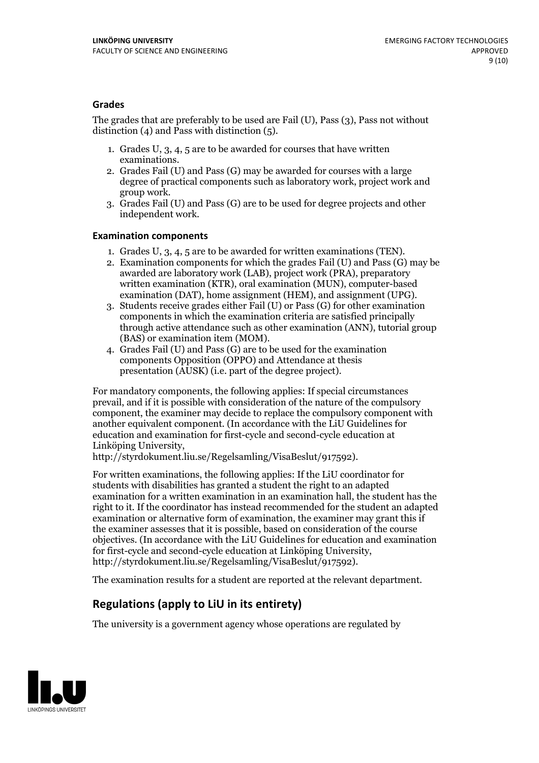### Grades

The grades that are preferably to be used are Fail (U), Pass (3), Pass not without distinction (4) and Pass with distinction (5).

1. Grades U, 3, 4, 5 are to be awarded for courses that have written examinations.
2. Grades Fail (U) and Pass (G) may be awarded for courses with a large degree of practical components such as laboratory work, project work and group work.
3. Grades Fail (U) and Pass (G) are to be used for degree projects and other independent work.

### Examination components

1. Grades U, 3, 4, 5 are to be awarded for written examinations (TEN).
2. Examination components for which the grades Fail (U) and Pass (G) may be awarded are laboratory work (LAB), project work (PRA), preparatory written examination (KTR), oral examination (MUN), computer-based examination (DAT), home assignment (HEM), and assignment (UPG).
3. Students receive grades either Fail (U) or Pass (G) for other examination components in which the examination criteria are satisfied principally through active attendance such as other examination (ANN), tutorial group (BAS) or examination item (MOM).
4. Grades Fail (U) and Pass (G) are to be used for the examination components Opposition (OPPO) and Attendance at thesis presentation (AUSK) (i.e. part of the degree project).

For mandatory components, the following applies: If special circumstances prevail, and if it is possible with consideration of the nature of the compulsory component, the examiner may decide to replace the compulsory component with another equivalent component. (In accordance with the LiU Guidelines for education and examination for first-cycle and second-cycle education at Linköping University, http://styrdokument.liu.se/Regelsamling/VisaBeslut/917592).

For written examinations, the following applies: If the LiU coordinator for students with disabilities has granted a student the right to an adapted examination for a written examination in an examination hall, the student has the right to it. If the coordinator has instead recommended for the student an adapted examination or alternative form of examination, the examiner may grant this if the examiner assesses that it is possible, based on consideration of the course objectives. (In accordance with the LiU Guidelines for education and examination for first-cycle and second-cycle education at Linköping University, http://styrdokument.liu.se/Regelsamling/VisaBeslut/917592).

The examination results for a student are reported at the relevant department.

## Regulations (apply to LiU in its entirety)

The university is a government agency whose operations are regulated by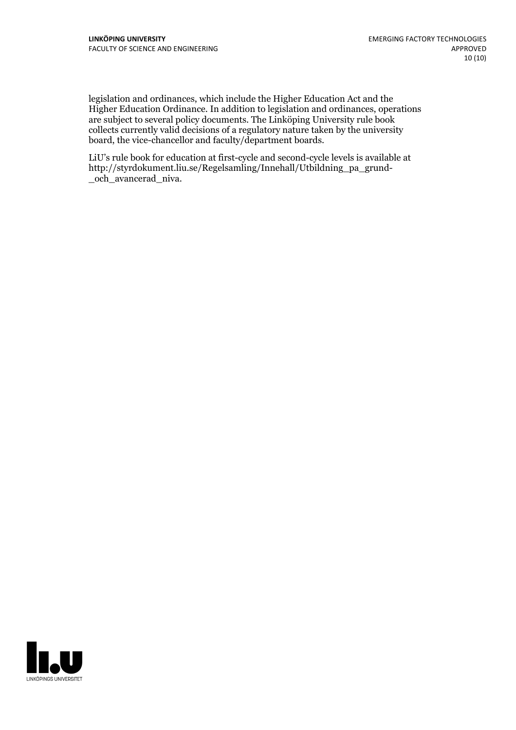legislation and ordinances, which include the Higher Education Act and the Higher Education Ordinance. In addition to legislation and ordinances, operations are subject to several policy documents. The Linköping University rule book collects currently valid decisions of a regulatory nature taken by the university board, the vice-chancellor and faculty/department boards.

LiU's rule book for education at first-cycle and second-cycle levels is available at http://styrdokument.liu.se/Regelsamling/Innehall/Utbildning_pa_grund-_och_avancerad_niva.